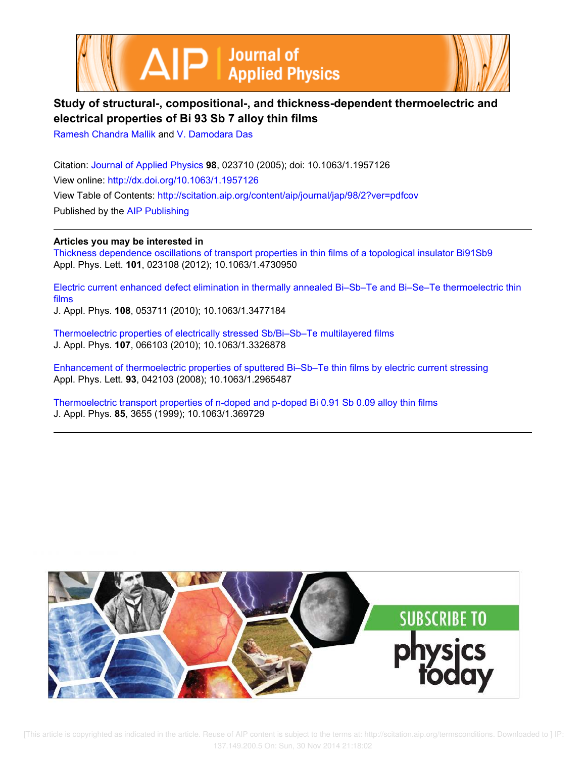# Study of structural-, compositional-, and thickness-dependent thermoelectric and electrical properties of Bi 93 Sb 7 alloy thin films

Ramesh Chandra Mallik and V. Damodara Das

Citation: Journal of Applied Physics **98**, 023710 (2005); doi: 10.1063/1.1957126

View online: http://dx.doi.org/10.1063/1.1957126

View Table of Contents: http://scitation.aip.org/content/aip/journal/jap/98/2?ver=pdfcov

Published by the AIP Publishing

---

**Articles you may be interested in**

Thickness dependence oscillations of transport properties in thin films of a topological insulator Bi91Sb9
Appl. Phys. Lett. **101**, 023108 (2012); 10.1063/1.4730950

Electric current enhanced defect elimination in thermally annealed Bi–Sb–Te and Bi–Se–Te thermoelectric thin films
J. Appl. Phys. **108**, 053711 (2010); 10.1063/1.3477184

Thermoelectric properties of electrically stressed Sb/Bi–Sb–Te multilayered films
J. Appl. Phys. **107**, 066103 (2010); 10.1063/1.3326878

Enhancement of thermoelectric properties of sputtered Bi–Sb–Te thin films by electric current stressing
Appl. Phys. Lett. **93**, 042103 (2008); 10.1063/1.2965487

Thermoelectric transport properties of n-doped and p-doped Bi 0.91 Sb 0.09 alloy thin films
J. Appl. Phys. **85**, 3655 (1999); 10.1063/1.369729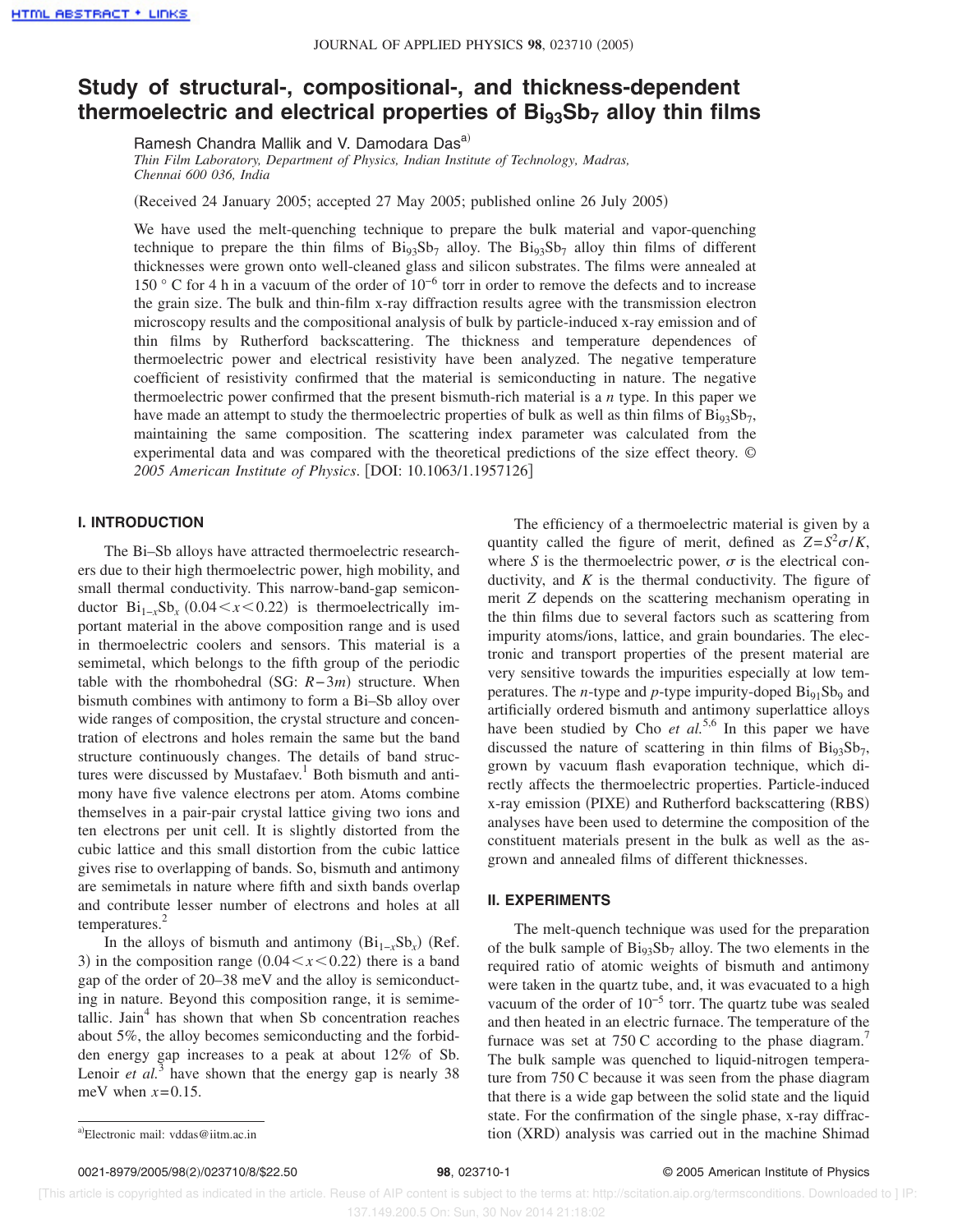# Study of structural-, compositional-, and thickness-dependent thermoelectric and electrical properties of $Bi_{93}Sb_7$ alloy thin films

Ramesh Chandra Mallik and V. Damodara Das[a]

*Thin Film Laboratory, Department of Physics, Indian Institute of Technology, Madras, Chennai 600 036, India*

(Received 24 January 2005; accepted 27 May 2005; published online 26 July 2005)

We have used the melt-quenching technique to prepare the bulk material and vapor-quenching technique to prepare the thin films of $Bi_{93}Sb_7$ alloy. The $Bi_{93}Sb_7$ alloy thin films of different thicknesses were grown onto well-cleaned glass and silicon substrates. The films were annealed at 150 ° C for 4 h in a vacuum of the order of $10^{-6}$ torr in order to remove the defects and to increase the grain size. The bulk and thin-film x-ray diffraction results agree with the transmission electron microscopy results and the compositional analysis of bulk by particle-induced x-ray emission and of thin films by Rutherford backscattering. The thickness and temperature dependences of thermoelectric power and electrical resistivity have been analyzed. The negative temperature coefficient of resistivity confirmed that the material is semiconducting in nature. The negative thermoelectric power confirmed that the present bismuth-rich material is a *n* type. In this paper we have made an attempt to study the thermoelectric properties of bulk as well as thin films of $Bi_{93}Sb_7$, maintaining the same composition. The scattering index parameter was calculated from the experimental data and was compared with the theoretical predictions of the size effect theory. © *2005 American Institute of Physics*. [DOI: 10.1063/1.1957126]

## I. INTRODUCTION

The Bi–Sb alloys have attracted thermoelectric researchers due to their high thermoelectric power, high mobility, and small thermal conductivity. This narrow-band-gap semiconductor $Bi_{1-x}Sb_x$ $(0.04<x<0.22)$ is thermoelectrically important material in the above composition range and is used in thermoelectric coolers and sensors. This material is a semimetal, which belongs to the fifth group of the periodic table with the rhombohedral (SG: $R-3m$) structure. When bismuth combines with antimony to form a Bi–Sb alloy over wide ranges of composition, the crystal structure and concentration of electrons and holes remain the same but the band structure continuously changes. The details of band structures were discussed by Mustafaev.[1] Both bismuth and antimony have five valence electrons per atom. Atoms combine themselves in a pair-pair crystal lattice giving two ions and ten electrons per unit cell. It is slightly distorted from the cubic lattice and this small distortion from the cubic lattice gives rise to overlapping of bands. So, bismuth and antimony are semimetals in nature where fifth and sixth bands overlap and contribute lesser number of electrons and holes at all temperatures.[2]

In the alloys of bismuth and antimony ($Bi_{1-x}Sb_x$) (Ref. 3) in the composition range $(0.04<x<0.22)$ there is a band gap of the order of 20–38 meV and the alloy is semiconducting in nature. Beyond this composition range, it is semimetallic. Jain[4] has shown that when Sb concentration reaches about 5%, the alloy becomes semiconducting and the forbidden energy gap increases to a peak at about 12% of Sb. Lenoir *et al.*[3] have shown that the energy gap is nearly 38 meV when $x=0.15$.

The efficiency of a thermoelectric material is given by a quantity called the figure of merit, defined as $Z=S^2\sigma/K$, where $S$ is the thermoelectric power, $\sigma$ is the electrical conductivity, and $K$ is the thermal conductivity. The figure of merit $Z$ depends on the scattering mechanism operating in the thin films due to several factors such as scattering from impurity atoms/ions, lattice, and grain boundaries. The electronic and transport properties of the present material are very sensitive towards the impurities especially at low temperatures. The *n*-type and *p*-type impurity-doped $Bi_{91}Sb_9$ and artificially ordered bismuth and antimony superlattice alloys have been studied by Cho *et al.*[5,6] In this paper we have discussed the nature of scattering in thin films of $Bi_{93}Sb_7$, grown by vacuum flash evaporation technique, which directly affects the thermoelectric properties. Particle-induced x-ray emission (PIXE) and Rutherford backscattering (RBS) analyses have been used to determine the composition of the constituent materials present in the bulk as well as the as-grown and annealed films of different thicknesses.

## II. EXPERIMENTS

The melt-quench technique was used for the preparation of the bulk sample of $Bi_{93}Sb_7$ alloy. The two elements in the required ratio of atomic weights of bismuth and antimony were taken in the quartz tube, and, it was evacuated to a high vacuum of the order of $10^{-5}$ torr. The quartz tube was sealed and then heated in an electric furnace. The temperature of the furnace was set at 750 C according to the phase diagram.[7] The bulk sample was quenched to liquid-nitrogen temperature from 750 C because it was seen from the phase diagram that there is a wide gap between the solid state and the liquid state. For the confirmation of the single phase, x-ray diffraction (XRD) analysis was carried out in the machine Shimad

[a]Electronic mail: vddas@iitm.ac.in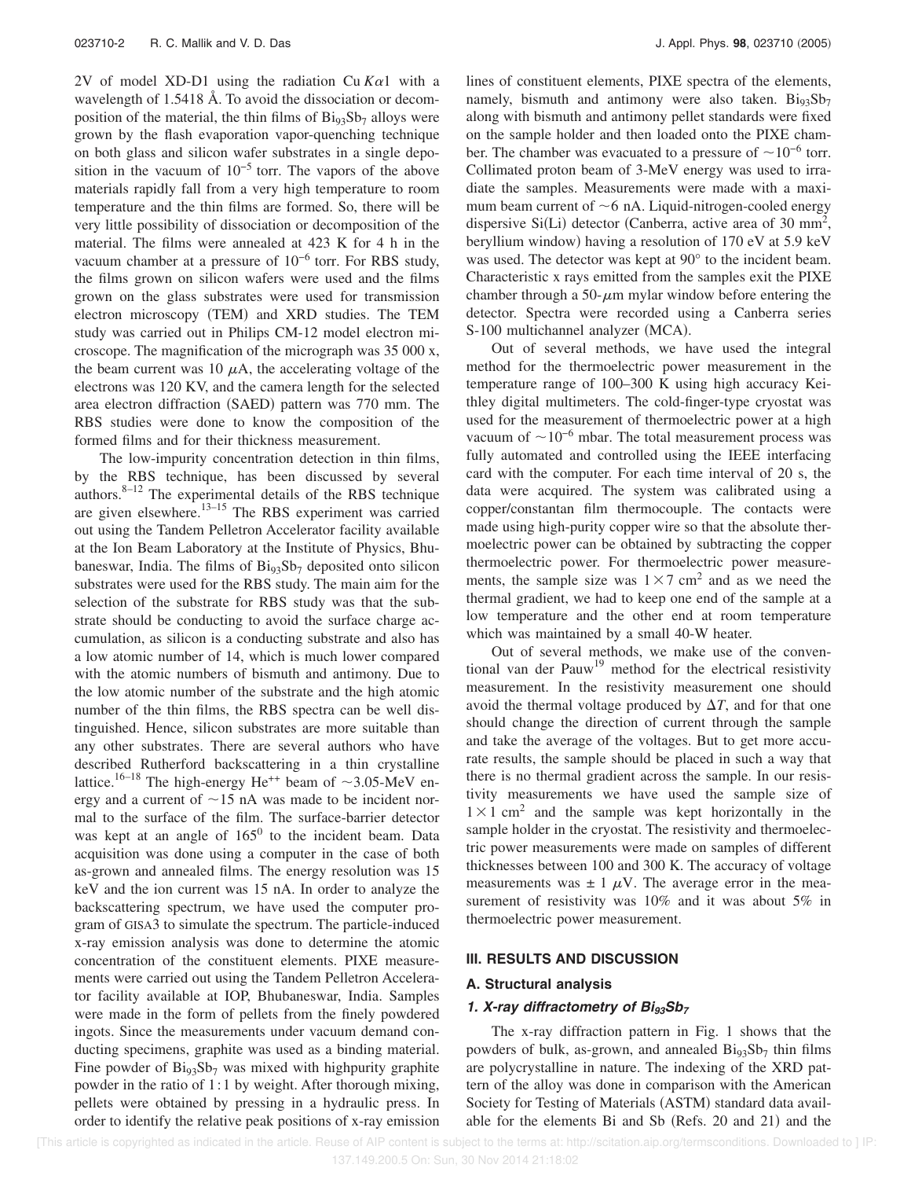2V of model XD-D1 using the radiation Cu $K\alpha 1$ with a wavelength of 1.5418 Å. To avoid the dissociation or decomposition of the material, the thin films of $Bi_{93}Sb_7$ alloys were grown by the flash evaporation vapor-quenching technique on both glass and silicon wafer substrates in a single deposition in the vacuum of $10^{-5}$ torr. The vapors of the above materials rapidly fall from a very high temperature to room temperature and the thin films are formed. So, there will be very little possibility of dissociation or decomposition of the material. The films were annealed at 423 K for 4 h in the vacuum chamber at a pressure of $10^{-6}$ torr. For RBS study, the films grown on silicon wafers were used and the films grown on the glass substrates were used for transmission electron microscopy (TEM) and XRD studies. The TEM study was carried out in Philips CM-12 model electron microscope. The magnification of the micrograph was 35 000 x, the beam current was 10 $\mu$A, the accelerating voltage of the electrons was 120 KV, and the camera length for the selected area electron diffraction (SAED) pattern was 770 mm. The RBS studies were done to know the composition of the formed films and for their thickness measurement.

The low-impurity concentration detection in thin films, by the RBS technique, has been discussed by several authors.[8–12] The experimental details of the RBS technique are given elsewhere.[13–15] The RBS experiment was carried out using the Tandem Pelletron Accelerator facility available at the Ion Beam Laboratory at the Institute of Physics, Bhubaneswar, India. The films of $Bi_{93}Sb_7$ deposited onto silicon substrates were used for the RBS study. The main aim for the selection of the substrate for RBS study was that the substrate should be conducting to avoid the surface charge accumulation, as silicon is a conducting substrate and also has a low atomic number of 14, which is much lower compared with the atomic numbers of bismuth and antimony. Due to the low atomic number of the substrate and the high atomic number of the thin films, the RBS spectra can be well distinguished. Hence, silicon substrates are more suitable than any other substrates. There are several authors who have described Rutherford backscattering in a thin crystalline lattice.[16–18] The high-energy $He^{++}$ beam of ~3.05-MeV energy and a current of ~15 nA was made to be incident normal to the surface of the film. The surface-barrier detector was kept at an angle of $165^0$ to the incident beam. Data acquisition was done using a computer in the case of both as-grown and annealed films. The energy resolution was 15 keV and the ion current was 15 nA. In order to analyze the backscattering spectrum, we have used the computer program of GISA3 to simulate the spectrum. The particle-induced x-ray emission analysis was done to determine the atomic concentration of the constituent elements. PIXE measurements were carried out using the Tandem Pelletron Accelerator facility available at IOP, Bhubaneswar, India. Samples were made in the form of pellets from the finely powdered ingots. Since the measurements under vacuum demand conducting specimens, graphite was used as a binding material. Fine powder of $Bi_{93}Sb_7$ was mixed with highpurity graphite powder in the ratio of 1:1 by weight. After thorough mixing, pellets were obtained by pressing in a hydraulic press. In order to identify the relative peak positions of x-ray emission lines of constituent elements, PIXE spectra of the elements, namely, bismuth and antimony were also taken. $Bi_{93}Sb_7$ along with bismuth and antimony pellet standards were fixed on the sample holder and then loaded onto the PIXE chamber. The chamber was evacuated to a pressure of ~$10^{-6}$ torr. Collimated proton beam of 3-MeV energy was used to irradiate the samples. Measurements were made with a maximum beam current of ~6 nA. Liquid-nitrogen-cooled energy dispersive Si(Li) detector (Canberra, active area of 30 mm$^2$, beryllium window) having a resolution of 170 eV at 5.9 keV was used. The detector was kept at 90° to the incident beam. Characteristic x rays emitted from the samples exit the PIXE chamber through a 50-$\mu$m mylar window before entering the detector. Spectra were recorded using a Canberra series S-100 multichannel analyzer (MCA).

Out of several methods, we have used the integral method for the thermoelectric power measurement in the temperature range of 100–300 K using high accuracy Keithley digital multimeters. The cold-finger-type cryostat was used for the measurement of thermoelectric power at a high vacuum of ~$10^{-6}$ mbar. The total measurement process was fully automated and controlled using the IEEE interfacing card with the computer. For each time interval of 20 s, the data were acquired. The system was calibrated using a copper/constantan film thermocouple. The contacts were made using high-purity copper wire so that the absolute thermoelectric power can be obtained by subtracting the copper thermoelectric power. For thermoelectric power measurements, the sample size was $1 \times 7$ cm$^2$ and as we need the thermal gradient, we had to keep one end of the sample at a low temperature and the other end at room temperature which was maintained by a small 40-W heater.

Out of several methods, we make use of the conventional van der Pauw[19] method for the electrical resistivity measurement. In the resistivity measurement one should avoid the thermal voltage produced by $\Delta T$, and for that one should change the direction of current through the sample and take the average of the voltages. But to get more accurate results, the sample should be placed in such a way that there is no thermal gradient across the sample. In our resistivity measurements we have used the sample size of $1 \times 1$ cm$^2$ and the sample was kept horizontally in the sample holder in the cryostat. The resistivity and thermoelectric power measurements were made on samples of different thicknesses between 100 and 300 K. The accuracy of voltage measurements was $\pm$ 1 $\mu$V. The average error in the measurement of resistivity was 10% and it was about 5% in thermoelectric power measurement.

## III. RESULTS AND DISCUSSION

### A. Structural analysis

#### 1. X-ray diffractometry of $Bi_{93}Sb_7$

The x-ray diffraction pattern in Fig. 1 shows that the powders of bulk, as-grown, and annealed $Bi_{93}Sb_7$ thin films are polycrystalline in nature. The indexing of the XRD pattern of the alloy was done in comparison with the American Society for Testing of Materials (ASTM) standard data available for the elements Bi and Sb (Refs. 20 and 21) and the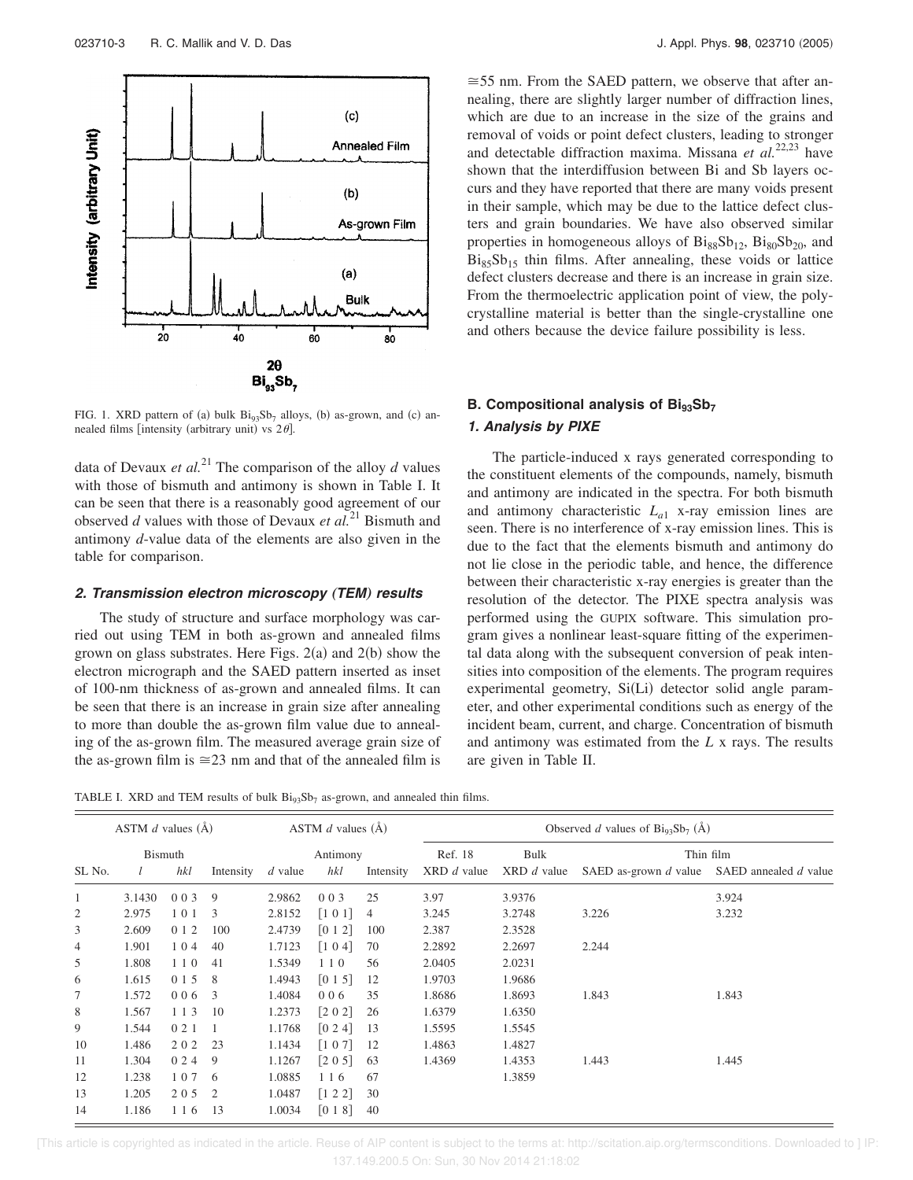FIG. 1. XRD pattern of (a) bulk $Bi_{93}Sb_7$ alloys, (b) as-grown, and (c) annealed films [intensity (arbitrary unit) vs $2\theta$].

data of Devaux *et al.*[21] The comparison of the alloy *d* values with those of bismuth and antimony is shown in Table I. It can be seen that there is a reasonably good agreement of our observed *d* values with those of Devaux *et al.*[21] Bismuth and antimony *d*-value data of the elements are also given in the table for comparison.

#### *2. Transmission electron microscopy (TEM) results*

The study of structure and surface morphology was carried out using TEM in both as-grown and annealed films grown on glass substrates. Here Figs. 2(a) and 2(b) show the electron micrograph and the SAED pattern inserted as inset of 100-nm thickness of as-grown and annealed films. It can be seen that there is an increase in grain size after annealing to more than double the as-grown film value due to annealing of the as-grown film. The measured average grain size of the as-grown film is ≅23 nm and that of the annealed film is ≅55 nm. From the SAED pattern, we observe that after annealing, there are slightly larger number of diffraction lines, which are due to an increase in the size of the grains and removal of voids or point defect clusters, leading to stronger and detectable diffraction maxima. Missana *et al.*[22,23] have shown that the interdiffusion between Bi and Sb layers occurs and they have reported that there are many voids present in their sample, which may be due to the lattice defect clusters and grain boundaries. We have also observed similar properties in homogeneous alloys of $Bi_{88}Sb_{12}$, $Bi_{80}Sb_{20}$, and $Bi_{85}Sb_{15}$ thin films. After annealing, these voids or lattice defect clusters decrease and there is an increase in grain size. From the thermoelectric application point of view, the polycrystalline material is better than the single-crystalline one and others because the device failure possibility is less.

### B. Compositional analysis of $Bi_{93}Sb_7$

#### *1. Analysis by PIXE*

The particle-induced x rays generated corresponding to the constituent elements of the compounds, namely, bismuth and antimony are indicated in the spectra. For both bismuth and antimony characteristic $L_{\alpha 1}$ x-ray emission lines are seen. There is no interference of x-ray emission lines. This is due to the fact that the elements bismuth and antimony do not lie close in the periodic table, and hence, the difference between their characteristic x-ray energies is greater than the resolution of the detector. The PIXE spectra analysis was performed using the GUPIX software. This simulation program gives a nonlinear least-square fitting of the experimental data along with the subsequent conversion of peak intensities into composition of the elements. The program requires experimental geometry, Si(Li) detector solid angle parameter, and other experimental conditions such as energy of the incident beam, current, and charge. Concentration of bismuth and antimony was estimated from the *L* x rays. The results are given in Table II.

TABLE I. XRD and TEM results of bulk $Bi_{93}Sb_7$ as-grown, and annealed thin films.

| | ASTM *d* values (Å) | | | ASTM *d* values (Å) | | | Observed *d* values of $Bi_{93}Sb_7$ (Å) | | | |
|---|---|---|---|---|---|---|---|---|---|---|
| | Bismuth | | | Antimony | | | Ref. 18 | Bulk | Thin film | |
| SL No. | *l* | *hkl* | Intensity | *d* value | *hkl* | Intensity | XRD *d* value | XRD *d* value | SAED as-grown *d* value | SAED annealed *d* value |
| 1 | 3.1430 | 0 0 3 | 9 | 2.9862 | 0 0 3 | 25 | 3.97 | 3.9376 | | 3.924 |
| 2 | 2.975 | 1 0 1 | 3 | 2.8152 | [1 0 1] | 4 | 3.245 | 3.2748 | 3.226 | 3.232 |
| 3 | 2.609 | 0 1 2 | 100 | 2.4739 | [0 1 2] | 100 | 2.387 | 2.3528 | | |
| 4 | 1.901 | 1 0 4 | 40 | 1.7123 | [1 0 4] | 70 | 2.2892 | 2.2697 | 2.244 | |
| 5 | 1.808 | 1 1 0 | 41 | 1.5349 | 1 1 0 | 56 | 2.0405 | 2.0231 | | |
| 6 | 1.615 | 0 1 5 | 8 | 1.4943 | [0 1 5] | 12 | 1.9703 | 1.9686 | | |
| 7 | 1.572 | 0 0 6 | 3 | 1.4084 | 0 0 6 | 35 | 1.8686 | 1.8693 | 1.843 | 1.843 |
| 8 | 1.567 | 1 1 3 | 10 | 1.2373 | [2 0 2] | 26 | 1.6379 | 1.6350 | | |
| 9 | 1.544 | 0 2 1 | 1 | 1.1768 | [0 2 4] | 13 | 1.5595 | 1.5545 | | |
| 10 | 1.486 | 2 0 2 | 23 | 1.1434 | [1 0 7] | 12 | 1.4863 | 1.4827 | | |
| 11 | 1.304 | 0 2 4 | 9 | 1.1267 | [2 0 5] | 63 | 1.4369 | 1.4353 | 1.443 | 1.445 |
| 12 | 1.238 | 1 0 7 | 6 | 1.0885 | 1 1 6 | 67 | | 1.3859 | | |
| 13 | 1.205 | 2 0 5 | 2 | 1.0487 | [1 2 2] | 30 | | | | |
| 14 | 1.186 | 1 1 6 | 13 | 1.0034 | [0 1 8] | 40 | | | | |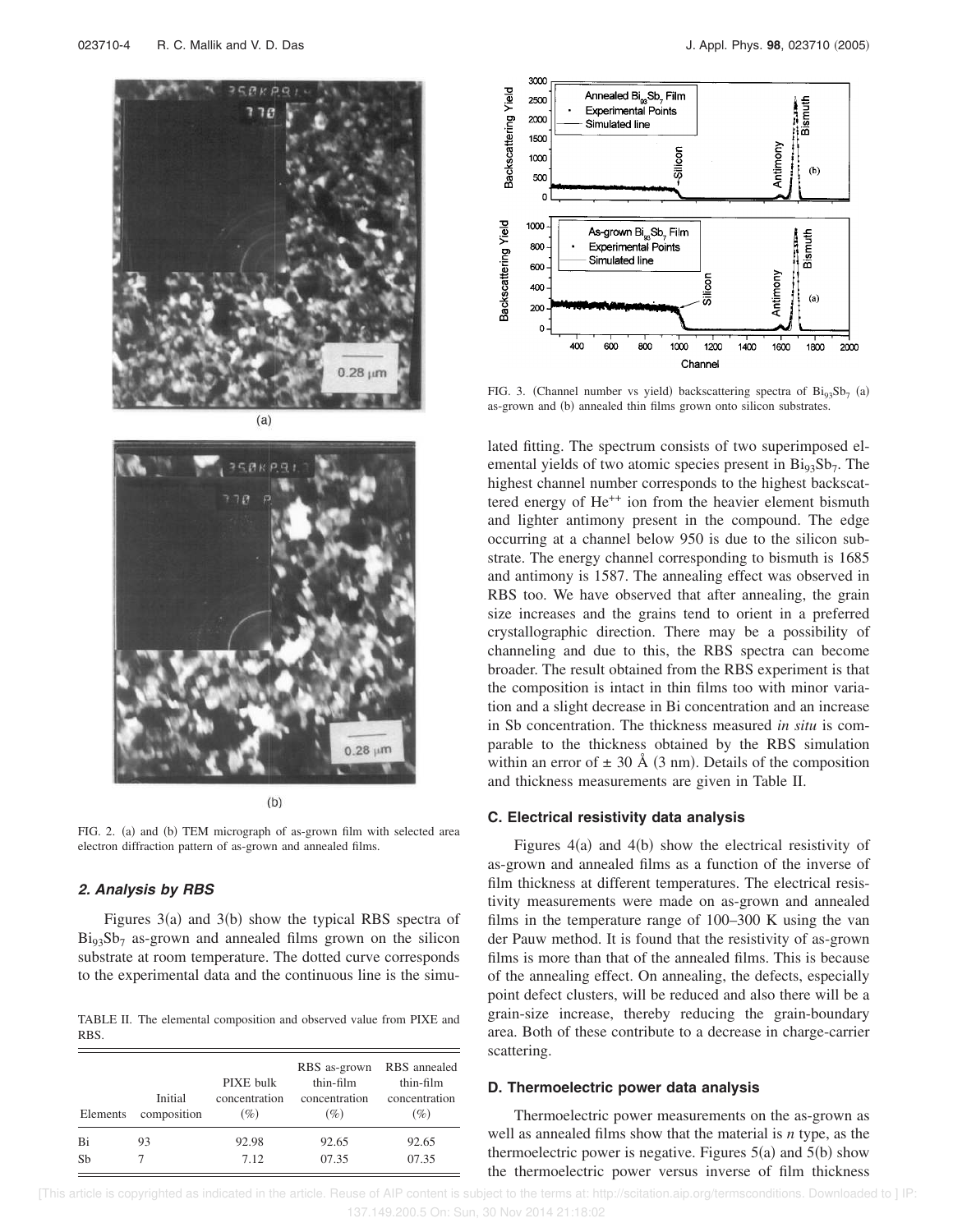FIG. 2. (a) and (b) TEM micrograph of as-grown film with selected area electron diffraction pattern of as-grown and annealed films.

### 2. Analysis by RBS

Figures 3(a) and 3(b) show the typical RBS spectra of $Bi_{93}Sb_7$ as-grown and annealed films grown on the silicon substrate at room temperature. The dotted curve corresponds to the experimental data and the continuous line is the simulated fitting. The spectrum consists of two superimposed elemental yields of two atomic species present in $Bi_{93}Sb_7$. The highest channel number corresponds to the highest backscattered energy of $He^{++}$ ion from the heavier element bismuth and lighter antimony present in the compound. The edge occurring at a channel below 950 is due to the silicon substrate. The energy channel corresponding to bismuth is 1685 and antimony is 1587. The annealing effect was observed in RBS too. We have observed that after annealing, the grain size increases and the grains tend to orient in a preferred crystallographic direction. There may be a possibility of channeling and due to this, the RBS spectra can become broader. The result obtained from the RBS experiment is that the composition is intact in thin films too with minor variation and a slight decrease in Bi concentration and an increase in Sb concentration. The thickness measured *in situ* is comparable to the thickness obtained by the RBS simulation within an error of $\pm$ 30 Å (3 nm). Details of the composition and thickness measurements are given in Table II.

TABLE II. The elemental composition and observed value from PIXE and RBS.

| Elements | Initial composition | PIXE bulk concentration (%) | RBS as-grown thin-film concentration (%) | RBS annealed thin-film concentration (%) |
|---|---|---|---|---|
| Bi | 93 | 92.98 | 92.65 | 92.65 |
| Sb | 7 | 7.12 | 07.35 | 07.35 |

FIG. 3. (Channel number vs yield) backscattering spectra of $Bi_{93}Sb_7$ (a) as-grown and (b) annealed thin films grown onto silicon substrates.

### C. Electrical resistivity data analysis

Figures 4(a) and 4(b) show the electrical resistivity of as-grown and annealed films as a function of the inverse of film thickness at different temperatures. The electrical resistivity measurements were made on as-grown and annealed films in the temperature range of 100–300 K using the van der Pauw method. It is found that the resistivity of as-grown films is more than that of the annealed films. This is because of the annealing effect. On annealing, the defects, especially point defect clusters, will be reduced and also there will be a grain-size increase, thereby reducing the grain-boundary area. Both of these contribute to a decrease in charge-carrier scattering.

### D. Thermoelectric power data analysis

Thermoelectric power measurements on the as-grown as well as annealed films show that the material is *n* type, as the thermoelectric power is negative. Figures 5(a) and 5(b) show the thermoelectric power versus inverse of film thickness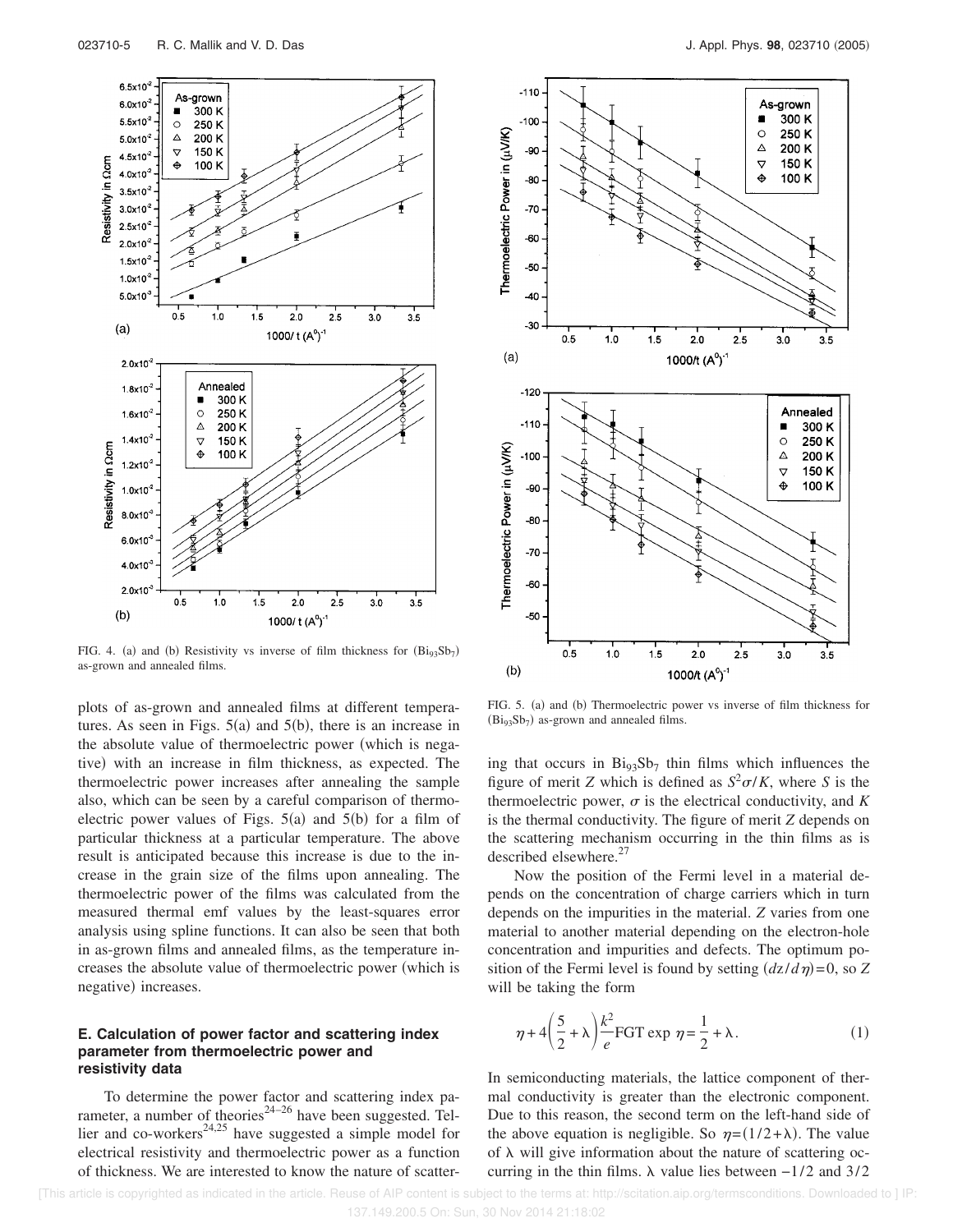FIG. 4. (a) and (b) Resistivity vs inverse of film thickness for $(Bi_{93}Sb_7)$ as-grown and annealed films.

FIG. 5. (a) and (b) Thermoelectric power vs inverse of film thickness for $(Bi_{93}Sb_7)$ as-grown and annealed films.

plots of as-grown and annealed films at different temperatures. As seen in Figs. 5(a) and 5(b), there is an increase in the absolute value of thermoelectric power (which is negative) with an increase in film thickness, as expected. The thermoelectric power increases after annealing the sample also, which can be seen by a careful comparison of thermoelectric power values of Figs. 5(a) and 5(b) for a film of particular thickness at a particular temperature. The above result is anticipated because this increase is due to the increase in the grain size of the films upon annealing. The thermoelectric power of the films was calculated from the measured thermal emf values by the least-squares error analysis using spline functions. It can also be seen that both in as-grown films and annealed films, as the temperature increases the absolute value of thermoelectric power (which is negative) increases.

### E. Calculation of power factor and scattering index parameter from thermoelectric power and resistivity data

To determine the power factor and scattering index parameter, a number of theories[24–26] have been suggested. Tellier and co-workers[24,25] have suggested a simple model for electrical resistivity and thermoelectric power as a function of thickness. We are interested to know the nature of scattering that occurs in $Bi_{93}Sb_7$ thin films which influences the figure of merit $Z$ which is defined as $S^2\sigma/K$, where $S$ is the thermoelectric power, $\sigma$ is the electrical conductivity, and $K$ is the thermal conductivity. The figure of merit $Z$ depends on the scattering mechanism occurring in the thin films as is described elsewhere.[27]

Now the position of the Fermi level in a material depends on the concentration of charge carriers which in turn depends on the impurities in the material. $Z$ varies from one material to another material depending on the electron-hole concentration and impurities and defects. The optimum position of the Fermi level is found by setting $(dz/d\eta)=0$, so $Z$ will be taking the form

$$\eta + 4\left(\frac{5}{2}+\lambda\right)\frac{k^2}{e}\text{FGT}\exp\,\eta = \frac{1}{2}+\lambda. \tag{1}$$

In semiconducting materials, the lattice component of thermal conductivity is greater than the electronic component. Due to this reason, the second term on the left-hand side of the above equation is negligible. So $\eta=(1/2+\lambda)$. The value of $\lambda$ will give information about the nature of scattering occurring in the thin films. $\lambda$ value lies between $-1/2$ and $3/2$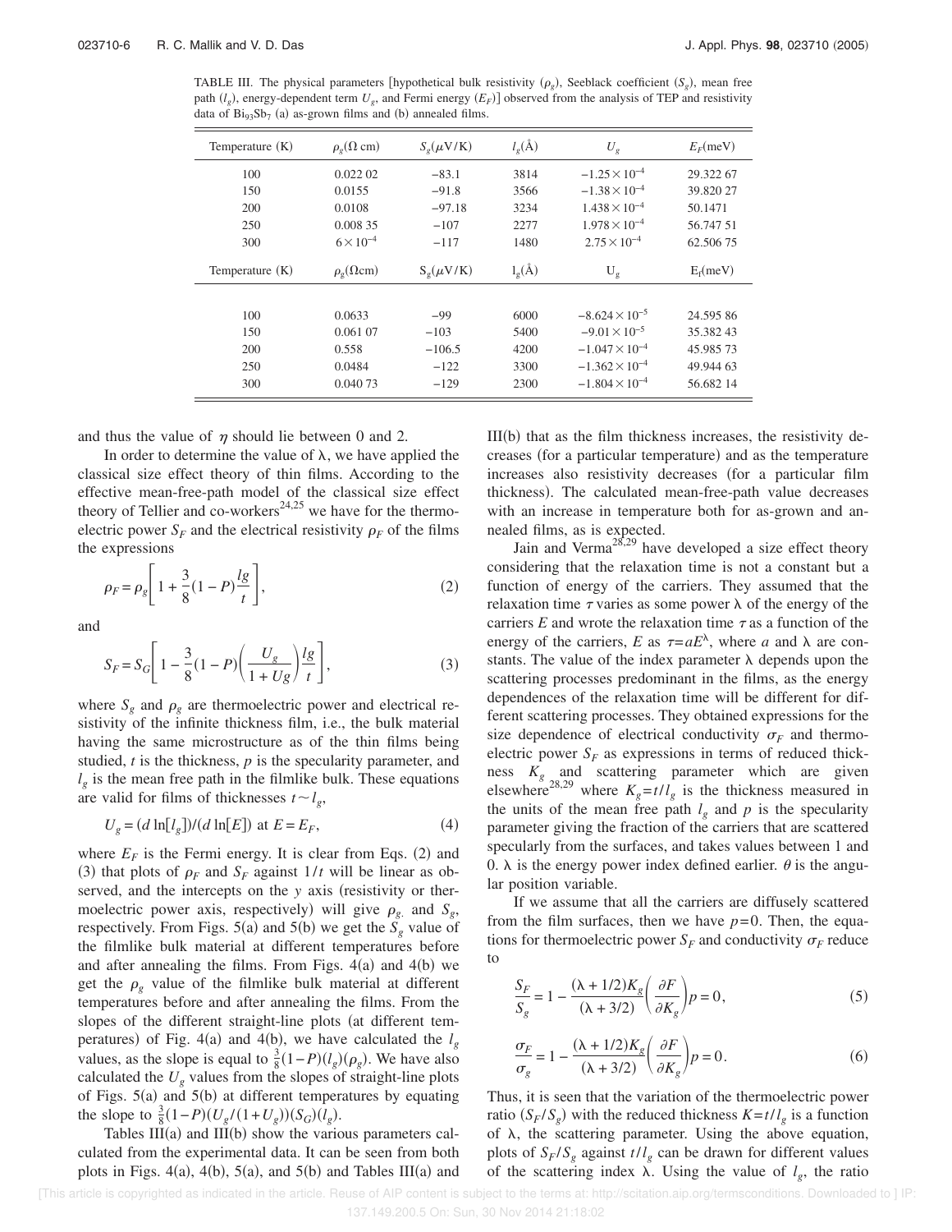TABLE III. The physical parameters [hypothetical bulk resistivity ($\rho_g$), Seeblack coefficient ($S_g$), mean free path ($l_g$), energy-dependent term $U_g$, and Fermi energy ($E_F$)] observed from the analysis of TEP and resistivity data of $Bi_{93}Sb_7$ (a) as-grown films and (b) annealed films.

| Temperature (K) | $\rho_g(\Omega$ cm) | $S_g(\mu$V/K) | $l_g$(Å) | $U_g$ | $E_F$(meV) |
|---|---|---|---|---|---|
| 100 | 0.022 02 | −83.1 | 3814 | $-1.25\times10^{-4}$ | 29.322 67 |
| 150 | 0.0155 | −91.8 | 3566 | $-1.38\times10^{-4}$ | 39.820 27 |
| 200 | 0.0108 | −97.18 | 3234 | $1.438\times10^{-4}$ | 50.1471 |
| 250 | 0.008 35 | −107 | 2277 | $1.978\times10^{-4}$ | 56.747 51 |
| 300 | $6\times10^{-4}$ | −117 | 1480 | $2.75\times10^{-4}$ | 62.506 75 |
| Temperature (K) | $\rho_g(\Omega$cm) | $S_g(\mu$V/K) | $l_g$(Å) | $U_g$ | $E_f$(meV) |
| 100 | 0.0633 | −99 | 6000 | $-8.624\times10^{-5}$ | 24.595 86 |
| 150 | 0.061 07 | −103 | 5400 | $-9.01\times10^{-5}$ | 35.382 43 |
| 200 | 0.558 | −106.5 | 4200 | $-1.047\times10^{-4}$ | 45.985 73 |
| 250 | 0.0484 | −122 | 3300 | $-1.362\times10^{-4}$ | 49.944 63 |
| 300 | 0.040 73 | −129 | 2300 | $-1.804\times10^{-4}$ | 56.682 14 |

and thus the value of $\eta$ should lie between 0 and 2.

In order to determine the value of $\lambda$, we have applied the classical size effect theory of thin films. According to the effective mean-free-path model of the classical size effect theory of Tellier and co-workers[24,25] we have for the thermoelectric power $S_F$ and the electrical resistivity $\rho_F$ of the films the expressions

$$\rho_F = \rho_g\left[1 + \frac{3}{8}(1-P)\frac{lg}{t}\right], \tag{2}$$

and

$$S_F = S_G\left[1 - \frac{3}{8}(1-P)\left(\frac{U_g}{1+Ug}\right)\frac{lg}{t}\right], \tag{3}$$

where $S_g$ and $\rho_g$ are thermoelectric power and electrical resistivity of the infinite thickness film, i.e., the bulk material having the same microstructure as of the thin films being studied, $t$ is the thickness, $p$ is the specularity parameter, and $l_g$ is the mean free path in the filmlike bulk. These equations are valid for films of thicknesses $t \sim l_g$,

$$U_g = (d\ln[l_g])/(d\ln[E]) \text{ at } E = E_F, \tag{4}$$

where $E_F$ is the Fermi energy. It is clear from Eqs. (2) and (3) that plots of $\rho_F$ and $S_F$ against $1/t$ will be linear as observed, and the intercepts on the $y$ axis (resistivity or thermoelectric power axis, respectively) will give $\rho_g$ and $S_g$, respectively. From Figs. 5(a) and 5(b) we get the $S_g$ value of the filmlike bulk material at different temperatures before and after annealing the films. From Figs. 4(a) and 4(b) we get the $\rho_g$ value of the filmlike bulk material at different temperatures before and after annealing the films. From the slopes of the different straight-line plots (at different temperatures) of Fig. 4(a) and 4(b), we have calculated the $l_g$ values, as the slope is equal to $\frac{3}{8}(1-P)(l_g)(\rho_g)$. We have also calculated the $U_g$ values from the slopes of straight-line plots of Figs. 5(a) and 5(b) at different temperatures by equating the slope to $\frac{3}{8}(1-P)(U_g/(1+U_g))(S_G)(l_g)$.

Tables III(a) and III(b) show the various parameters calculated from the experimental data. It can be seen from both plots in Figs. 4(a), 4(b), 5(a), and 5(b) and Tables III(a) and III(b) that as the film thickness increases, the resistivity decreases (for a particular temperature) and as the temperature increases also resistivity decreases (for a particular film thickness). The calculated mean-free-path value decreases with an increase in temperature both for as-grown and annealed films, as is expected.

Jain and Verma[28,29] have developed a size effect theory considering that the relaxation time is not a constant but a function of energy of the carriers. They assumed that the relaxation time $\tau$ varies as some power $\lambda$ of the energy of the carriers $E$ and wrote the relaxation time $\tau$ as a function of the energy of the carriers, $E$ as $\tau = aE^{\lambda}$, where $a$ and $\lambda$ are constants. The value of the index parameter $\lambda$ depends upon the scattering processes predominant in the films, as the energy dependences of the relaxation time will be different for different scattering processes. They obtained expressions for the size dependence of electrical conductivity $\sigma_F$ and thermoelectric power $S_F$ as expressions in terms of reduced thickness $K_g$ and scattering parameter which are given elsewhere[28,29] where $K_g = t/l_g$ is the thickness measured in the units of the mean free path $l_g$ and $p$ is the specularity parameter giving the fraction of the carriers that are scattered specularly from the surfaces, and takes values between 1 and 0. $\lambda$ is the energy power index defined earlier. $\theta$ is the angular position variable.

If we assume that all the carriers are diffusely scattered from the film surfaces, then we have $p=0$. Then, the equations for thermoelectric power $S_F$ and conductivity $\sigma_F$ reduce to

$$\frac{S_F}{S_g} = 1 - \frac{(\lambda + 1/2)K_g}{(\lambda + 3/2)}\left(\frac{\partial F}{\partial K_g}\right)p = 0, \tag{5}$$

$$\frac{\sigma_F}{\sigma_g} = 1 - \frac{(\lambda + 1/2)K_g}{(\lambda + 3/2)}\left(\frac{\partial F}{\partial K_g}\right)p = 0. \tag{6}$$

Thus, it is seen that the variation of the thermoelectric power ratio $(S_F/S_g)$ with the reduced thickness $K = t/l_g$ is a function of $\lambda$, the scattering parameter. Using the above equation, plots of $S_F/S_g$ against $t/l_g$ can be drawn for different values of the scattering index $\lambda$. Using the value of $l_g$, the ratio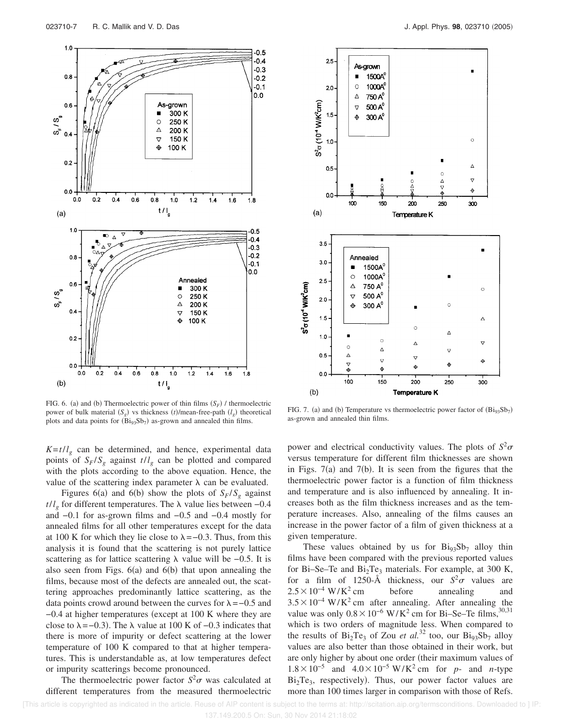FIG. 6. (a) and (b) Thermoelectric power of thin films ($S_F$) / thermoelectric power of bulk material ($S_g$) vs thickness ($t$)/mean-free-path ($l_g$) theoretical plots and data points for ($Bi_{93}Sb_7$) as-grown and annealed thin films.

FIG. 7. (a) and (b) Temperature vs thermoelectric power factor of ($Bi_{93}Sb_7$) as-grown and annealed thin films.

$K=t/l_g$ can be determined, and hence, experimental data points of $S_F/S_g$ against $t/l_g$ can be plotted and compared with the plots according to the above equation. Hence, the value of the scattering index parameter $\lambda$ can be evaluated.

Figures 6(a) and 6(b) show the plots of $S_F/S_g$ against $t/l_g$ for different temperatures. The $\lambda$ value lies between $-0.4$ and $-0.1$ for as-grown films and $-0.5$ and $-0.4$ mostly for annealed films for all other temperatures except for the data at 100 K for which they lie close to $\lambda=-0.3$. Thus, from this analysis it is found that the scattering is not purely lattice scattering as for lattice scattering $\lambda$ value will be $-0.5$. It is also seen from Figs. 6(a) and 6(b) that upon annealing the films, because most of the defects are annealed out, the scattering approaches predominantly lattice scattering, as the data points crowd around between the curves for $\lambda=-0.5$ and $-0.4$ at higher temperatures (except at 100 K where they are close to $\lambda=-0.3$). The $\lambda$ value at 100 K of $-0.3$ indicates that there is more of impurity or defect scattering at the lower temperature of 100 K compared to that at higher temperatures. This is understandable as, at low temperatures defect or impurity scatterings become pronounced.

The thermoelectric power factor $S^2\sigma$ was calculated at different temperatures from the measured thermoelectric power and electrical conductivity values. The plots of $S^2\sigma$ versus temperature for different film thicknesses are shown in Figs. 7(a) and 7(b). It is seen from the figures that the thermoelectric power factor is a function of film thickness and temperature and is also influenced by annealing. It increases both as the film thickness increases and as the temperature increases. Also, annealing of the films causes an increase in the power factor of a film of given thickness at a given temperature.

These values obtained by us for $Bi_{93}Sb_7$ alloy thin films have been compared with the previous reported values for Bi–Se–Te and $Bi_2Te_3$ materials. For example, at 300 K, for a film of 1250-Å thickness, our $S^2\sigma$ values are $2.5\times10^{-4}$ W/K$^2$ cm before annealing and $3.5\times10^{-4}$ W/K$^2$ cm after annealing. After annealing the value was only $0.8\times10^{-6}$ W/K$^2$ cm for Bi–Se–Te films,[30,31] which is two orders of magnitude less. When compared to the results of $Bi_2Te_3$ of Zou *et al.*[32] too, our $Bi_{93}Sb_7$ alloy values are also better than those obtained in their work, but are only higher by about one order (their maximum values of $1.8\times10^{-5}$ and $4.0\times10^{-5}$ W/K$^2$ cm for *p*- and *n*-type $Bi_2Te_3$, respectively). Thus, our power factor values are more than 100 times larger in comparison with those of Refs.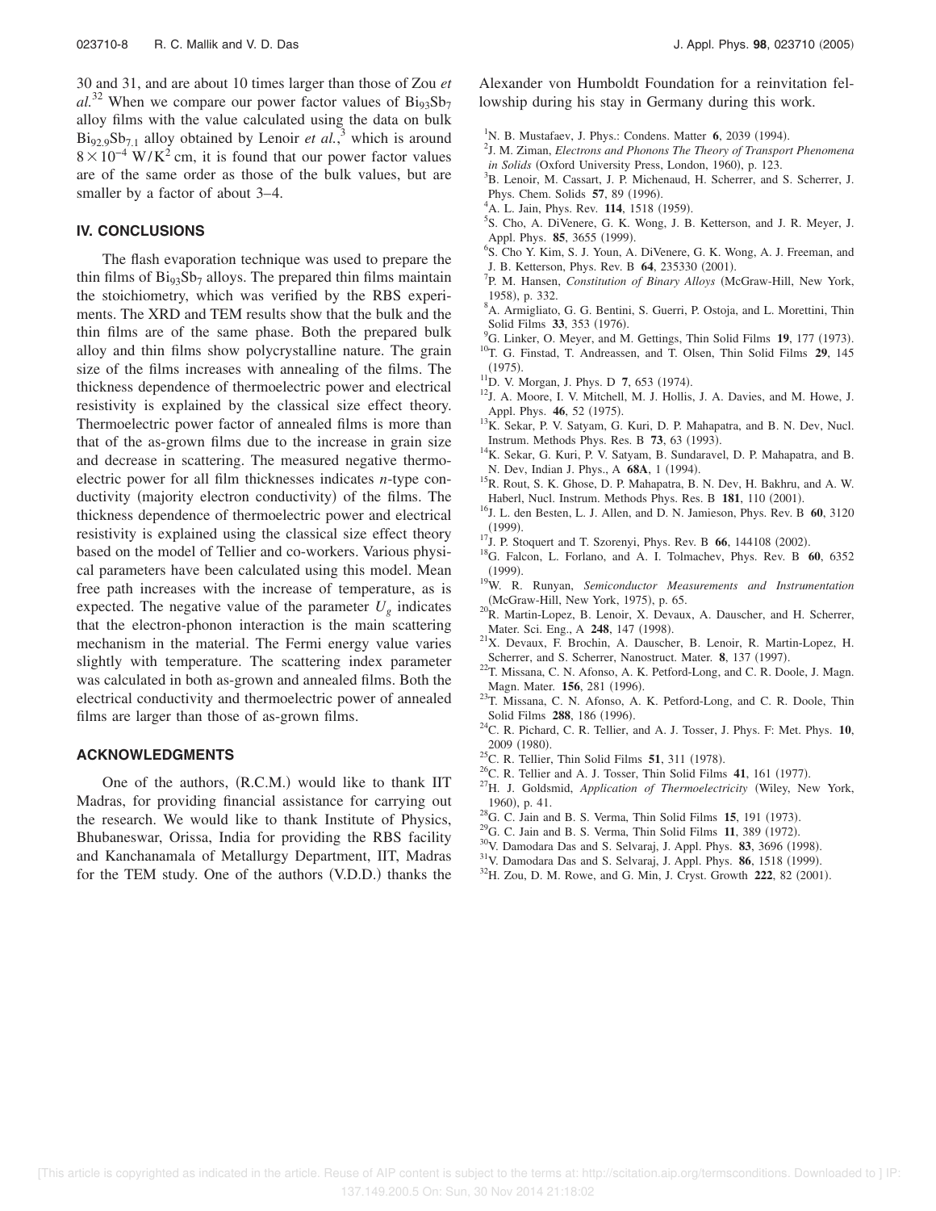30 and 31, and are about 10 times larger than those of Zou *et al.*[32] When we compare our power factor values of $Bi_{93}Sb_7$ alloy films with the value calculated using the data on bulk $Bi_{92.9}Sb_{7.1}$ alloy obtained by Lenoir *et al.*,[3] which is around $8\times10^{-4}$ W/K$^2$ cm, it is found that our power factor values are of the same order as those of the bulk values, but are smaller by a factor of about 3–4.

## IV. CONCLUSIONS

The flash evaporation technique was used to prepare the thin films of $Bi_{93}Sb_7$ alloys. The prepared thin films maintain the stoichiometry, which was verified by the RBS experiments. The XRD and TEM results show that the bulk and the thin films are of the same phase. Both the prepared bulk alloy and thin films show polycrystalline nature. The grain size of the films increases with annealing of the films. The thickness dependence of thermoelectric power and electrical resistivity is explained by the classical size effect theory. Thermoelectric power factor of annealed films is more than that of the as-grown films due to the increase in grain size and decrease in scattering. The measured negative thermoelectric power for all film thicknesses indicates *n*-type conductivity (majority electron conductivity) of the films. The thickness dependence of thermoelectric power and electrical resistivity is explained using the classical size effect theory based on the model of Tellier and co-workers. Various physical parameters have been calculated using this model. Mean free path increases with the increase of temperature, as is expected. The negative value of the parameter $U_g$ indicates that the electron-phonon interaction is the main scattering mechanism in the material. The Fermi energy value varies slightly with temperature. The scattering index parameter was calculated in both as-grown and annealed films. Both the electrical conductivity and thermoelectric power of annealed films are larger than those of as-grown films.

## ACKNOWLEDGMENTS

One of the authors, (R.C.M.) would like to thank IIT Madras, for providing financial assistance for carrying out the research. We would like to thank Institute of Physics, Bhubaneswar, Orissa, India for providing the RBS facility and Kanchanamala of Metallurgy Department, IIT, Madras for the TEM study. One of the authors (V.D.D.) thanks the Alexander von Humboldt Foundation for a reinvitation fellowship during his stay in Germany during this work.

[1] N. B. Mustafaev, J. Phys.: Condens. Matter **6**, 2039 (1994).
[2] J. M. Ziman, *Electrons and Phonons The Theory of Transport Phenomena in Solids* (Oxford University Press, London, 1960), p. 123.
[3] B. Lenoir, M. Cassart, J. P. Michenaud, H. Scherrer, and S. Scherrer, J. Phys. Chem. Solids **57**, 89 (1996).
[4] A. L. Jain, Phys. Rev. **114**, 1518 (1959).
[5] S. Cho, A. DiVenere, G. K. Wong, J. B. Ketterson, and J. R. Meyer, J. Appl. Phys. **85**, 3655 (1999).
[6] S. Cho Y. Kim, S. J. Youn, A. DiVenere, G. K. Wong, A. J. Freeman, and J. B. Ketterson, Phys. Rev. B **64**, 235330 (2001).
[7] P. M. Hansen, *Constitution of Binary Alloys* (McGraw-Hill, New York, 1958), p. 332.
[8] A. Armigliato, G. G. Bentini, S. Guerri, P. Ostoja, and L. Morettini, Thin Solid Films **33**, 353 (1976).
[9] G. Linker, O. Meyer, and M. Gettings, Thin Solid Films **19**, 177 (1973).
[10] T. G. Finstad, T. Andreassen, and T. Olsen, Thin Solid Films **29**, 145 (1975).
[11] D. V. Morgan, J. Phys. D **7**, 653 (1974).
[12] J. A. Moore, I. V. Mitchell, M. J. Hollis, J. A. Davies, and M. Howe, J. Appl. Phys. **46**, 52 (1975).
[13] K. Sekar, P. V. Satyam, G. Kuri, D. P. Mahapatra, and B. N. Dev, Nucl. Instrum. Methods Phys. Res. B **73**, 63 (1993).
[14] K. Sekar, G. Kuri, P. V. Satyam, B. Sundaravel, D. P. Mahapatra, and B. N. Dev, Indian J. Phys., A **68A**, 1 (1994).
[15] R. Rout, S. K. Ghose, D. P. Mahapatra, B. N. Dev, H. Bakhru, and A. W. Haberl, Nucl. Instrum. Methods Phys. Res. B **181**, 110 (2001).
[16] J. L. den Besten, L. J. Allen, and D. N. Jamieson, Phys. Rev. B **60**, 3120 (1999).
[17] J. P. Stoquert and T. Szorenyi, Phys. Rev. B **66**, 144108 (2002).
[18] G. Falcon, L. Forlano, and A. I. Tolmachev, Phys. Rev. B **60**, 6352 (1999).
[19] W. R. Runyan, *Semiconductor Measurements and Instrumentation* (McGraw-Hill, New York, 1975), p. 65.
[20] R. Martin-Lopez, B. Lenoir, X. Devaux, A. Dauscher, and H. Scherrer, Mater. Sci. Eng., A **248**, 147 (1998).
[21] X. Devaux, F. Brochin, A. Dauscher, B. Lenoir, R. Martin-Lopez, H. Scherrer, and S. Scherrer, Nanostruct. Mater. **8**, 137 (1997).
[22] T. Missana, C. N. Afonso, A. K. Petford-Long, and C. R. Doole, J. Magn. Magn. Mater. **156**, 281 (1996).
[23] T. Missana, C. N. Afonso, A. K. Petford-Long, and C. R. Doole, Thin Solid Films **288**, 186 (1996).
[24] C. R. Pichard, C. R. Tellier, and A. J. Tosser, J. Phys. F: Met. Phys. **10**, 2009 (1980).
[25] C. R. Tellier, Thin Solid Films **51**, 311 (1978).
[26] C. R. Tellier and A. J. Tosser, Thin Solid Films **41**, 161 (1977).
[27] H. J. Goldsmid, *Application of Thermoelectricity* (Wiley, New York, 1960), p. 41.
[28] G. C. Jain and B. S. Verma, Thin Solid Films **15**, 191 (1973).
[29] G. C. Jain and B. S. Verma, Thin Solid Films **11**, 389 (1972).
[30] V. Damodara Das and S. Selvaraj, J. Appl. Phys. **83**, 3696 (1998).
[31] V. Damodara Das and S. Selvaraj, J. Appl. Phys. **86**, 1518 (1999).
[32] H. Zou, D. M. Rowe, and G. Min, J. Cryst. Growth **222**, 82 (2001).